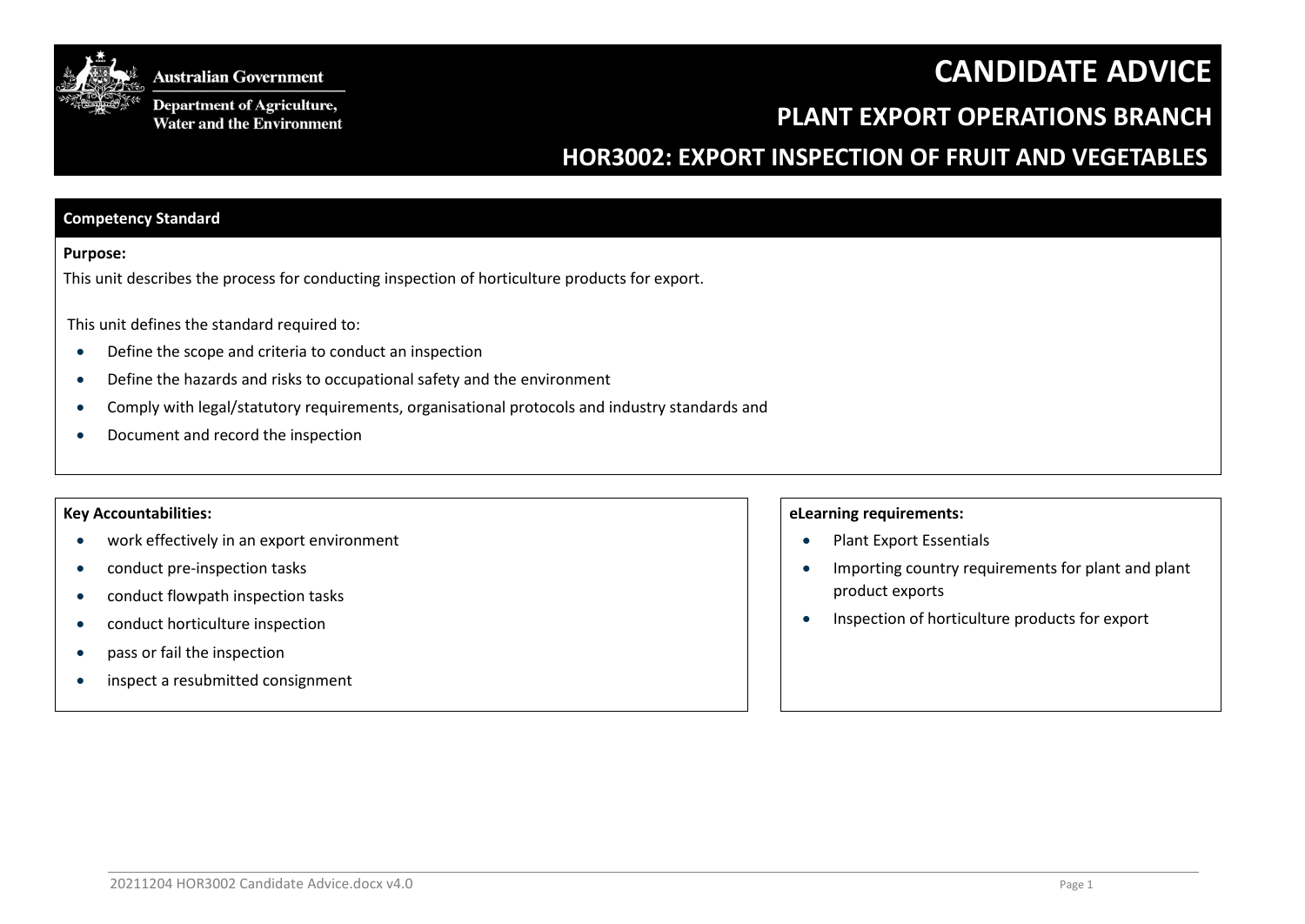Australian Government

Department of Agriculture, Water and the Environment

# CANDIDATE ADVICE

## PLANT EXPORT OPERATIONS BRANCH

## HOR3002: EXPORT INSPECTION OF FRUIT AND VEGETABLES

### Competency Standard

**Purpose:**

This unit describes the process for conducting inspection of horticulture products for export.

This unit defines the standard required to:

- Define the scope and criteria to conduct an inspection
- Define the hazards and risks to occupational safety and the environment
- Comply with legal/statutory requirements, organisational protocols and industry standards and
- Document and record the inspection

**Key Accountabilities:**

- work effectively in an export environment
- conduct pre-inspection tasks
- conduct flowpath inspection tasks
- conduct horticulture inspection
- pass or fail the inspection
- inspect a resubmitted consignment

**eLearning requirements:**

- Plant Export Essentials
- Importing country requirements for plant and plant product exports
- Inspection of horticulture products for export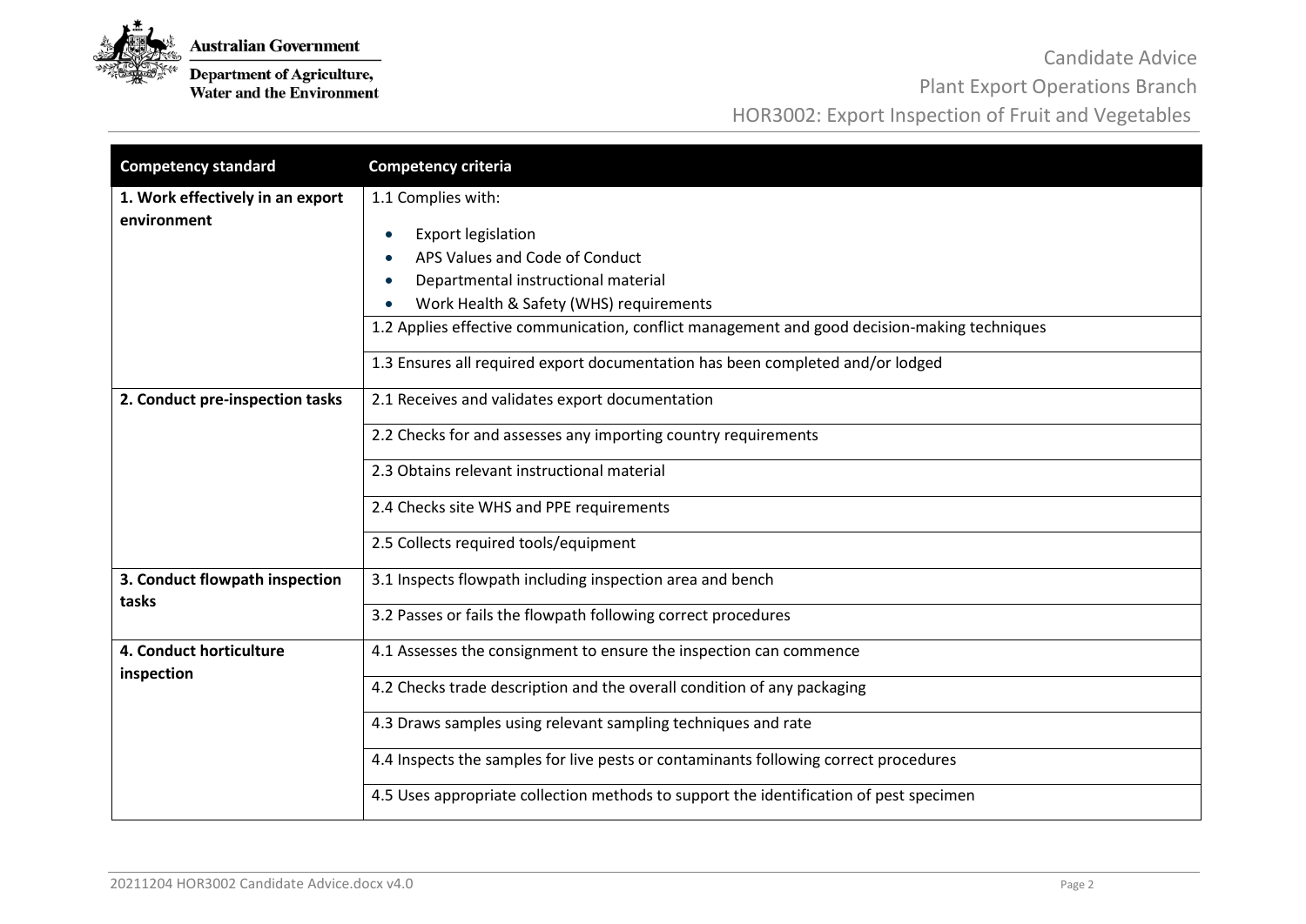| Competency standard | Competency criteria |
|---|---|
| **1. Work effectively in an export environment** | 1.1 Complies with:<br>• Export legislation<br>• APS Values and Code of Conduct<br>• Departmental instructional material<br>• Work Health & Safety (WHS) requirements |
| | 1.2 Applies effective communication, conflict management and good decision-making techniques |
| | 1.3 Ensures all required export documentation has been completed and/or lodged |
| **2. Conduct pre-inspection tasks** | 2.1 Receives and validates export documentation |
| | 2.2 Checks for and assesses any importing country requirements |
| | 2.3 Obtains relevant instructional material |
| | 2.4 Checks site WHS and PPE requirements |
| | 2.5 Collects required tools/equipment |
| **3. Conduct flowpath inspection tasks** | 3.1 Inspects flowpath including inspection area and bench |
| | 3.2 Passes or fails the flowpath following correct procedures |
| **4. Conduct horticulture inspection** | 4.1 Assesses the consignment to ensure the inspection can commence |
| | 4.2 Checks trade description and the overall condition of any packaging |
| | 4.3 Draws samples using relevant sampling techniques and rate |
| | 4.4 Inspects the samples for live pests or contaminants following correct procedures |
| | 4.5 Uses appropriate collection methods to support the identification of pest specimen |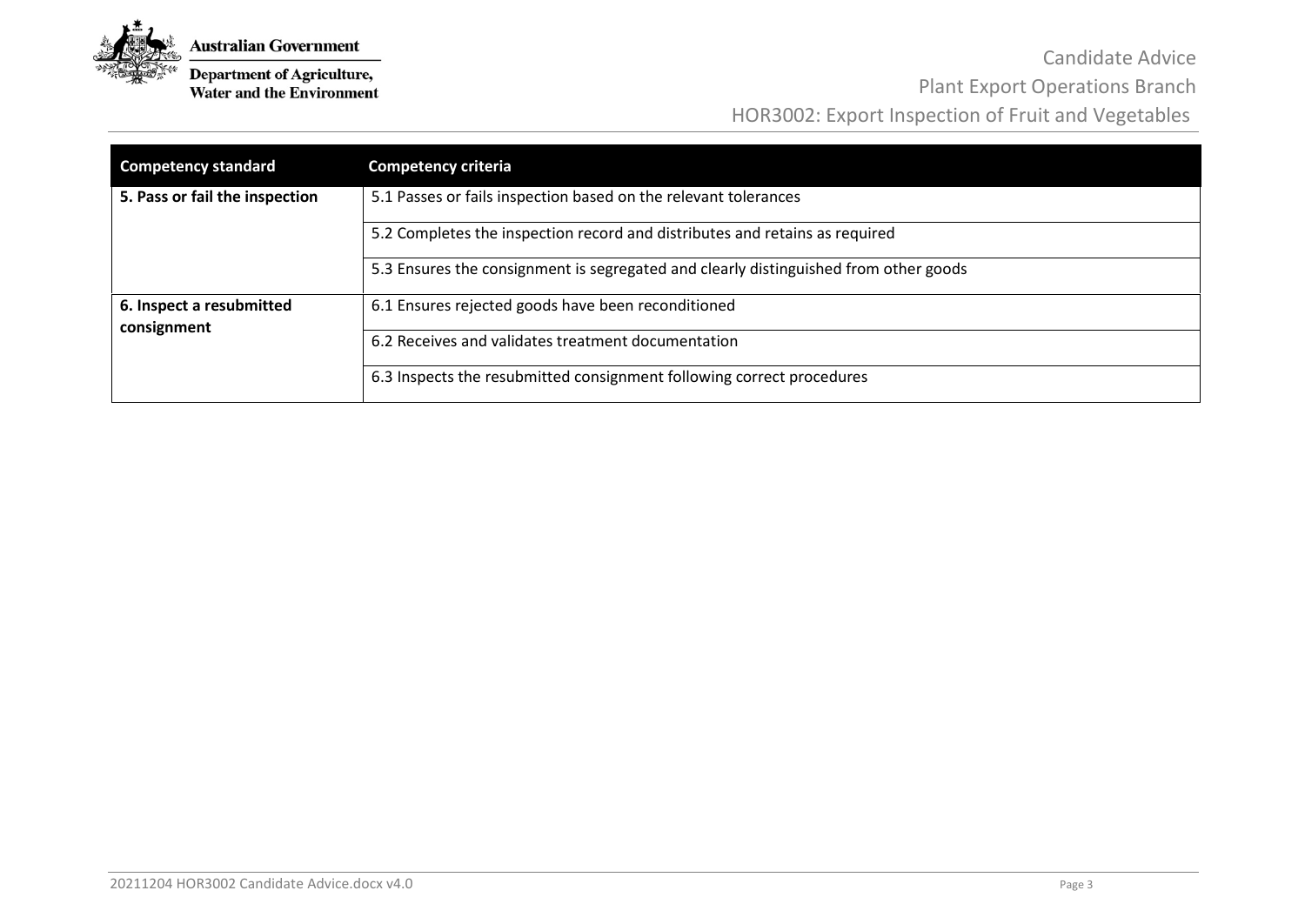| Competency standard | Competency criteria |
| --- | --- |
| **5. Pass or fail the inspection** | 5.1 Passes or fails inspection based on the relevant tolerances |
| | 5.2 Completes the inspection record and distributes and retains as required |
| | 5.3 Ensures the consignment is segregated and clearly distinguished from other goods |
| **6. Inspect a resubmitted consignment** | 6.1 Ensures rejected goods have been reconditioned |
| | 6.2 Receives and validates treatment documentation |
| | 6.3 Inspects the resubmitted consignment following correct procedures |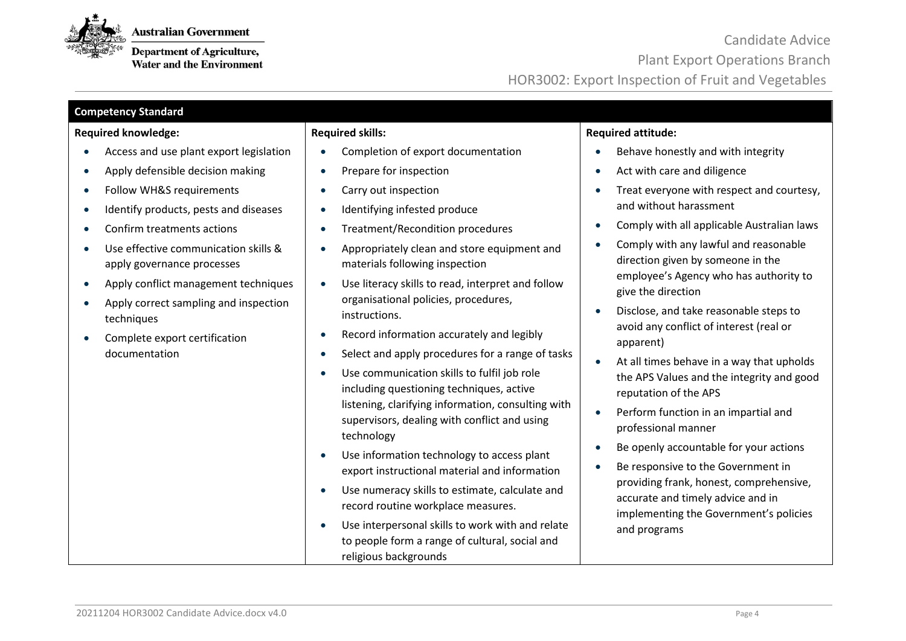## Competency Standard

**Required knowledge:**

- Access and use plant export legislation
- Apply defensible decision making
- Follow WH&S requirements
- Identify products, pests and diseases
- Confirm treatments actions
- Use effective communication skills & apply governance processes
- Apply conflict management techniques
- Apply correct sampling and inspection techniques
- Complete export certification documentation

**Required skills:**

- Completion of export documentation
- Prepare for inspection
- Carry out inspection
- Identifying infested produce
- Treatment/Recondition procedures
- Appropriately clean and store equipment and materials following inspection
- Use literacy skills to read, interpret and follow organisational policies, procedures, instructions.
- Record information accurately and legibly
- Select and apply procedures for a range of tasks
- Use communication skills to fulfil job role including questioning techniques, active listening, clarifying information, consulting with supervisors, dealing with conflict and using technology
- Use information technology to access plant export instructional material and information
- Use numeracy skills to estimate, calculate and record routine workplace measures.
- Use interpersonal skills to work with and relate to people form a range of cultural, social and religious backgrounds

**Required attitude:**

- Behave honestly and with integrity
- Act with care and diligence
- Treat everyone with respect and courtesy, and without harassment
- Comply with all applicable Australian laws
- Comply with any lawful and reasonable direction given by someone in the employee's Agency who has authority to give the direction
- Disclose, and take reasonable steps to avoid any conflict of interest (real or apparent)
- At all times behave in a way that upholds the APS Values and the integrity and good reputation of the APS
- Perform function in an impartial and professional manner
- Be openly accountable for your actions
- Be responsive to the Government in providing frank, honest, comprehensive, accurate and timely advice and in implementing the Government's policies and programs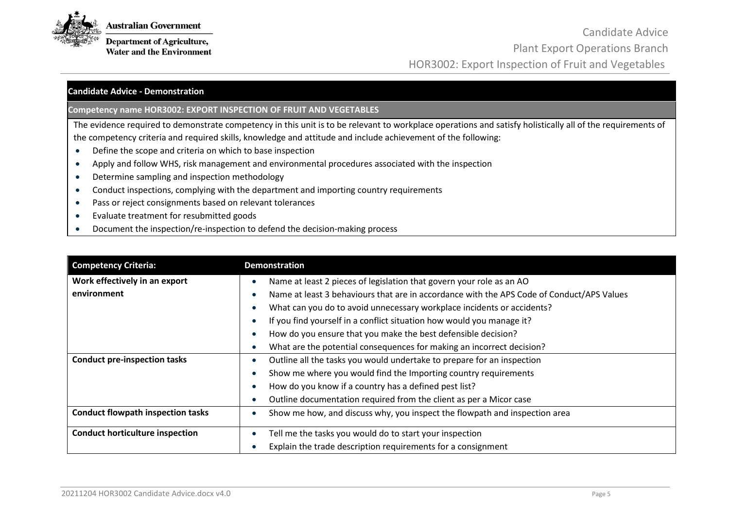## Candidate Advice - Demonstration

### Competency name HOR3002: EXPORT INSPECTION OF FRUIT AND VEGETABLES

The evidence required to demonstrate competency in this unit is to be relevant to workplace operations and satisfy holistically all of the requirements of the competency criteria and required skills, knowledge and attitude and include achievement of the following:

- Define the scope and criteria on which to base inspection
- Apply and follow WHS, risk management and environmental procedures associated with the inspection
- Determine sampling and inspection methodology
- Conduct inspections, complying with the department and importing country requirements
- Pass or reject consignments based on relevant tolerances
- Evaluate treatment for resubmitted goods
- Document the inspection/re-inspection to defend the decision-making process

| Competency Criteria: | Demonstration |
| --- | --- |
| **Work effectively in an export environment** | • Name at least 2 pieces of legislation that govern your role as an AO<br>• Name at least 3 behaviours that are in accordance with the APS Code of Conduct/APS Values<br>• What can you do to avoid unnecessary workplace incidents or accidents?<br>• If you find yourself in a conflict situation how would you manage it?<br>• How do you ensure that you make the best defensible decision?<br>• What are the potential consequences for making an incorrect decision? |
| **Conduct pre-inspection tasks** | • Outline all the tasks you would undertake to prepare for an inspection<br>• Show me where you would find the Importing country requirements<br>• How do you know if a country has a defined pest list?<br>• Outline documentation required from the client as per a Micor case |
| **Conduct flowpath inspection tasks** | • Show me how, and discuss why, you inspect the flowpath and inspection area |
| **Conduct horticulture inspection** | • Tell me the tasks you would do to start your inspection<br>• Explain the trade description requirements for a consignment |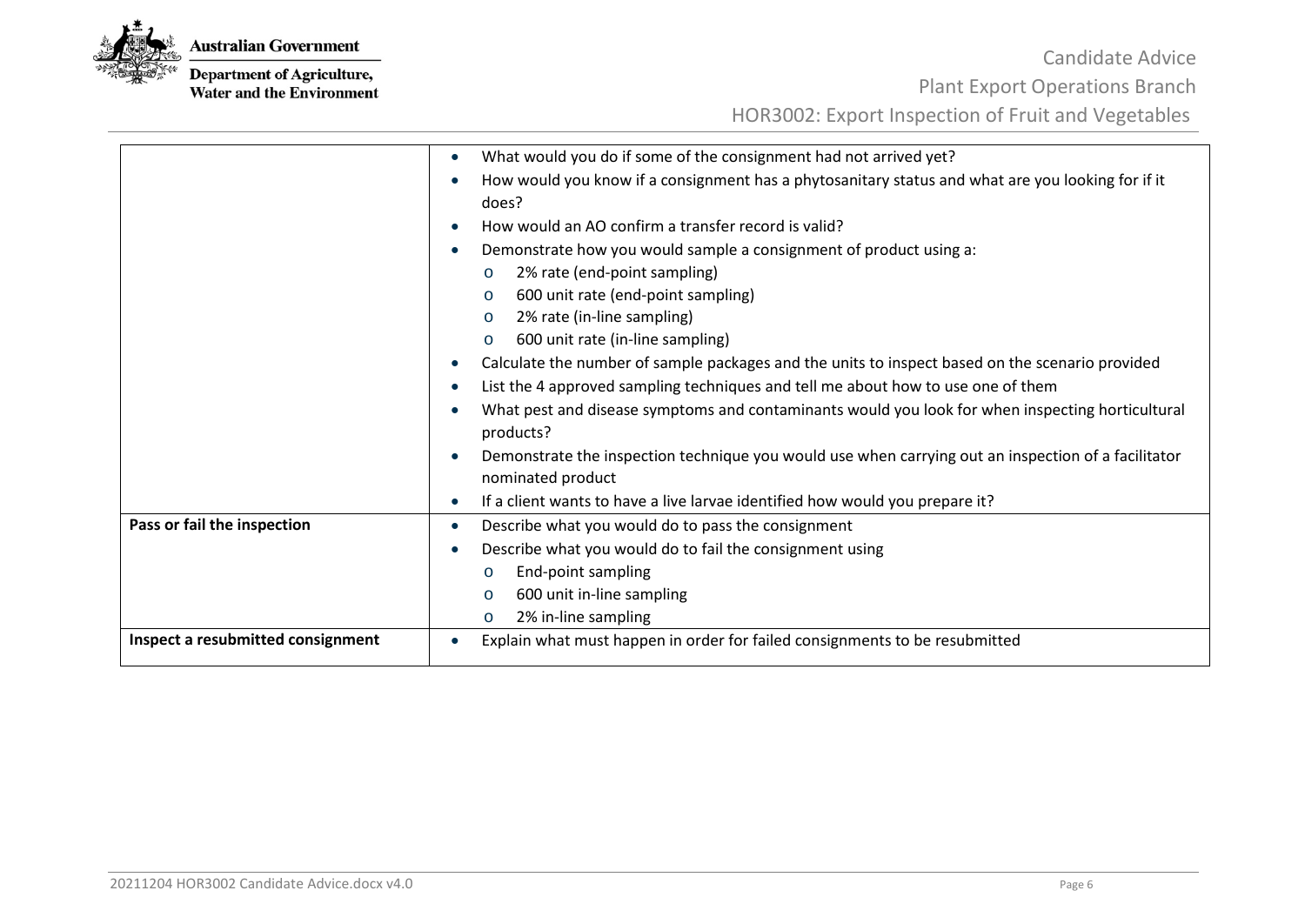| | |
|---|---|
| | • What would you do if some of the consignment had not arrived yet?<br>• How would you know if a consignment has a phytosanitary status and what are you looking for if it does?<br>• How would an AO confirm a transfer record is valid?<br>• Demonstrate how you would sample a consignment of product using a:<br>  o 2% rate (end-point sampling)<br>  o 600 unit rate (end-point sampling)<br>  o 2% rate (in-line sampling)<br>  o 600 unit rate (in-line sampling)<br>• Calculate the number of sample packages and the units to inspect based on the scenario provided<br>• List the 4 approved sampling techniques and tell me about how to use one of them<br>• What pest and disease symptoms and contaminants would you look for when inspecting horticultural products?<br>• Demonstrate the inspection technique you would use when carrying out an inspection of a facilitator nominated product<br>• If a client wants to have a live larvae identified how would you prepare it? |
| **Pass or fail the inspection** | • Describe what you would do to pass the consignment<br>• Describe what you would do to fail the consignment using<br>  o End-point sampling<br>  o 600 unit in-line sampling<br>  o 2% in-line sampling |
| **Inspect a resubmitted consignment** | • Explain what must happen in order for failed consignments to be resubmitted |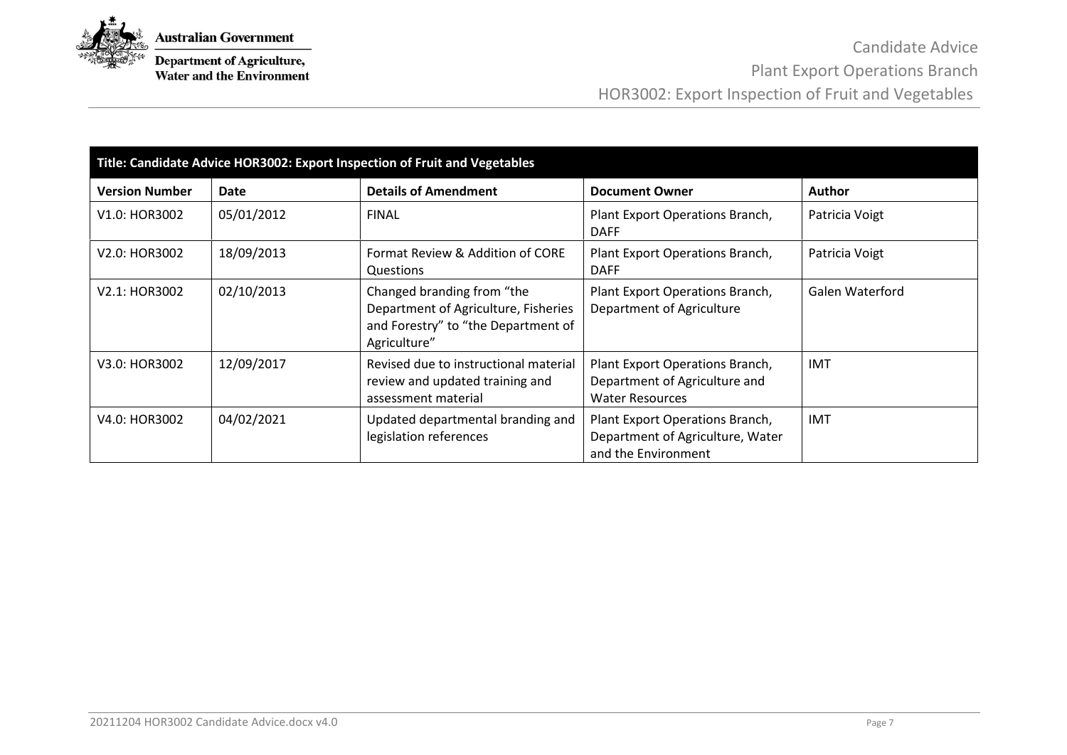| Title: Candidate Advice HOR3002: Export Inspection of Fruit and Vegetables | | | | |
|---|---|---|---|---|
| **Version Number** | **Date** | **Details of Amendment** | **Document Owner** | **Author** |
| V1.0: HOR3002 | 05/01/2012 | FINAL | Plant Export Operations Branch, DAFF | Patricia Voigt |
| V2.0: HOR3002 | 18/09/2013 | Format Review & Addition of CORE Questions | Plant Export Operations Branch, DAFF | Patricia Voigt |
| V2.1: HOR3002 | 02/10/2013 | Changed branding from "the Department of Agriculture, Fisheries and Forestry" to "the Department of Agriculture" | Plant Export Operations Branch, Department of Agriculture | Galen Waterford |
| V3.0: HOR3002 | 12/09/2017 | Revised due to instructional material review and updated training and assessment material | Plant Export Operations Branch, Department of Agriculture and Water Resources | IMT |
| V4.0: HOR3002 | 04/02/2021 | Updated departmental branding and legislation references | Plant Export Operations Branch, Department of Agriculture, Water and the Environment | IMT |